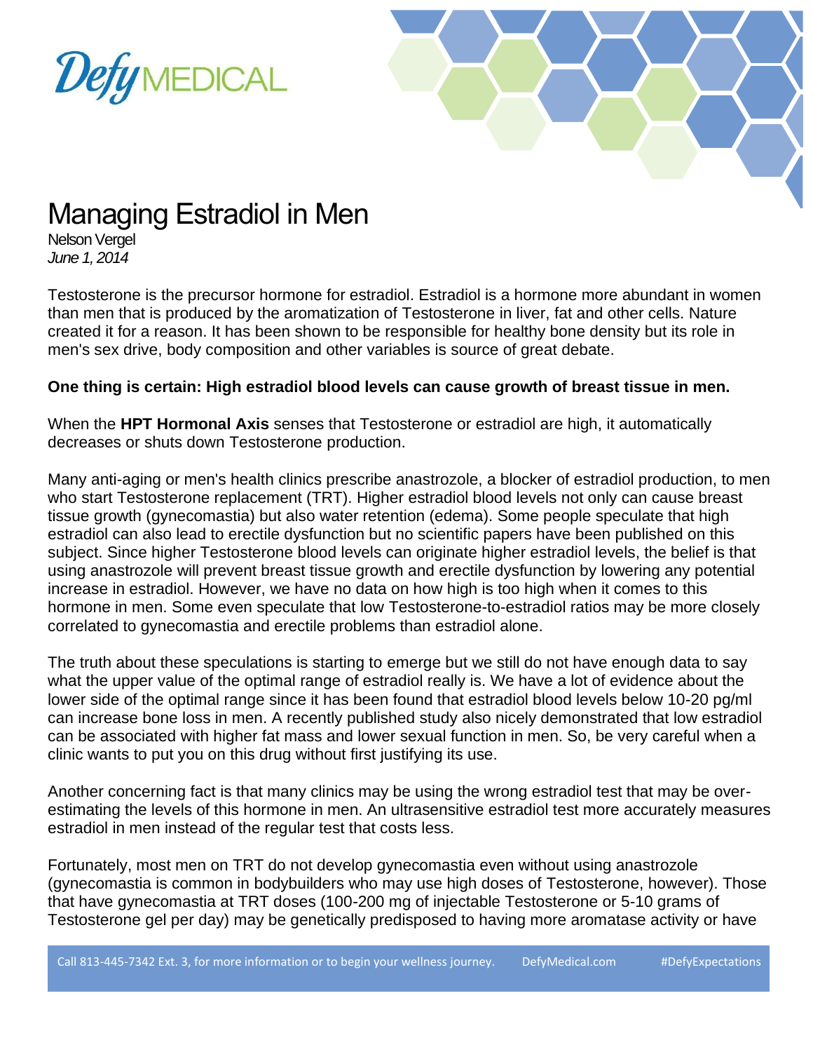# Managing Estradiol in Men

Nelson Vergel
*June 1, 2014*

Testosterone is the precursor hormone for estradiol. Estradiol is a hormone more abundant in women than men that is produced by the aromatization of Testosterone in liver, fat and other cells. Nature created it for a reason. It has been shown to be responsible for healthy bone density but its role in men's sex drive, body composition and other variables is source of great debate.

**One thing is certain: High estradiol blood levels can cause growth of breast tissue in men.**

When the **HPT Hormonal Axis** senses that Testosterone or estradiol are high, it automatically decreases or shuts down Testosterone production.

Many anti-aging or men's health clinics prescribe anastrozole, a blocker of estradiol production, to men who start Testosterone replacement (TRT). Higher estradiol blood levels not only can cause breast tissue growth (gynecomastia) but also water retention (edema). Some people speculate that high estradiol can also lead to erectile dysfunction but no scientific papers have been published on this subject. Since higher Testosterone blood levels can originate higher estradiol levels, the belief is that using anastrozole will prevent breast tissue growth and erectile dysfunction by lowering any potential increase in estradiol. However, we have no data on how high is too high when it comes to this hormone in men. Some even speculate that low Testosterone-to-estradiol ratios may be more closely correlated to gynecomastia and erectile problems than estradiol alone.

The truth about these speculations is starting to emerge but we still do not have enough data to say what the upper value of the optimal range of estradiol really is. We have a lot of evidence about the lower side of the optimal range since it has been found that estradiol blood levels below 10-20 pg/ml can increase bone loss in men. A recently published study also nicely demonstrated that low estradiol can be associated with higher fat mass and lower sexual function in men. So, be very careful when a clinic wants to put you on this drug without first justifying its use.

Another concerning fact is that many clinics may be using the wrong estradiol test that may be over-estimating the levels of this hormone in men. An ultrasensitive estradiol test more accurately measures estradiol in men instead of the regular test that costs less.

Fortunately, most men on TRT do not develop gynecomastia even without using anastrozole (gynecomastia is common in bodybuilders who may use high doses of Testosterone, however). Those that have gynecomastia at TRT doses (100-200 mg of injectable Testosterone or 5-10 grams of Testosterone gel per day) may be genetically predisposed to having more aromatase activity or have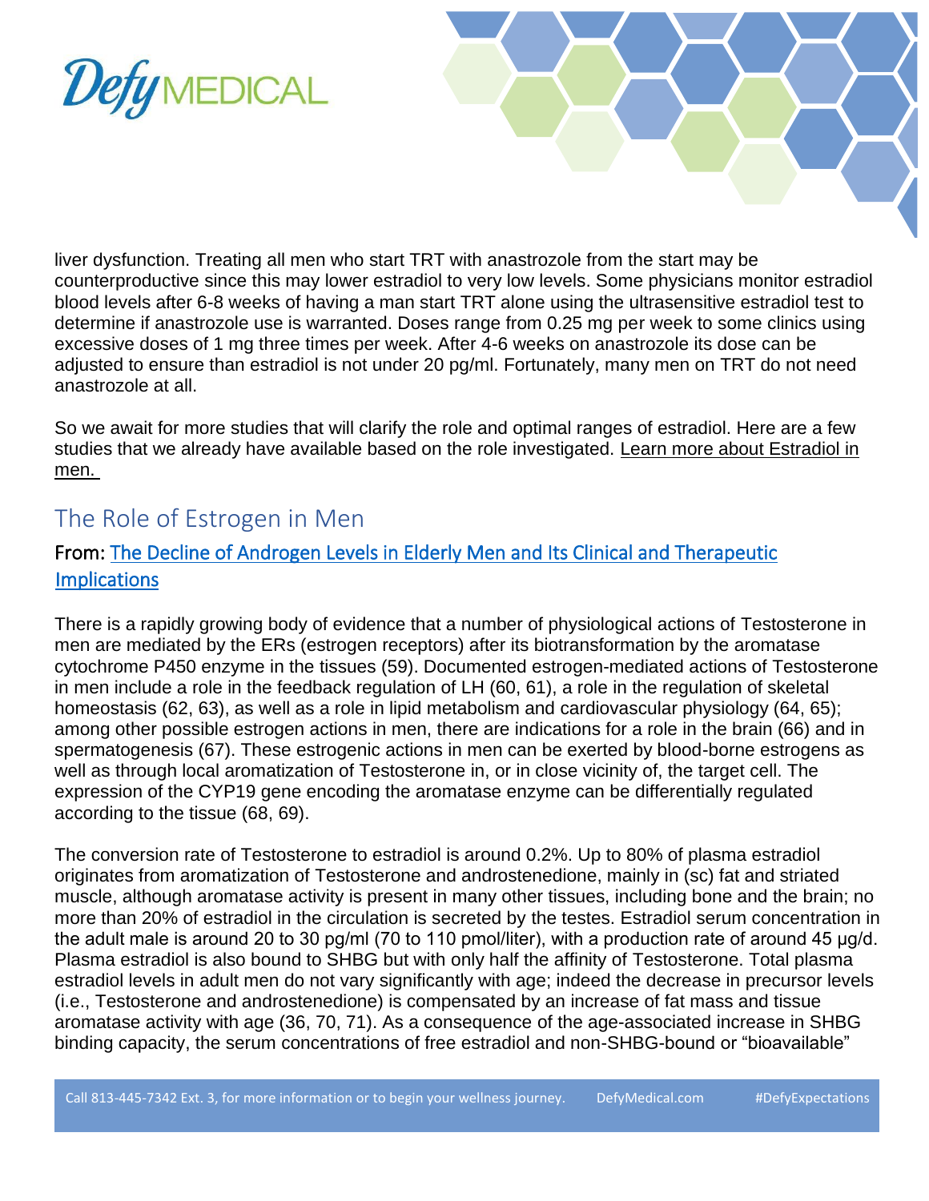liver dysfunction. Treating all men who start TRT with anastrozole from the start may be counterproductive since this may lower estradiol to very low levels. Some physicians monitor estradiol blood levels after 6-8 weeks of having a man start TRT alone using the ultrasensitive estradiol test to determine if anastrozole use is warranted. Doses range from 0.25 mg per week to some clinics using excessive doses of 1 mg three times per week. After 4-6 weeks on anastrozole its dose can be adjusted to ensure than estradiol is not under 20 pg/ml. Fortunately, many men on TRT do not need anastrozole at all.

So we await for more studies that will clarify the role and optimal ranges of estradiol. Here are a few studies that we already have available based on the role investigated. Learn more about Estradiol in men.

## The Role of Estrogen in Men

### From: The Decline of Androgen Levels in Elderly Men and Its Clinical and Therapeutic Implications

There is a rapidly growing body of evidence that a number of physiological actions of Testosterone in men are mediated by the ERs (estrogen receptors) after its biotransformation by the aromatase cytochrome P450 enzyme in the tissues (59). Documented estrogen-mediated actions of Testosterone in men include a role in the feedback regulation of LH (60, 61), a role in the regulation of skeletal homeostasis (62, 63), as well as a role in lipid metabolism and cardiovascular physiology (64, 65); among other possible estrogen actions in men, there are indications for a role in the brain (66) and in spermatogenesis (67). These estrogenic actions in men can be exerted by blood-borne estrogens as well as through local aromatization of Testosterone in, or in close vicinity of, the target cell. The expression of the CYP19 gene encoding the aromatase enzyme can be differentially regulated according to the tissue (68, 69).

The conversion rate of Testosterone to estradiol is around 0.2%. Up to 80% of plasma estradiol originates from aromatization of Testosterone and androstenedione, mainly in (sc) fat and striated muscle, although aromatase activity is present in many other tissues, including bone and the brain; no more than 20% of estradiol in the circulation is secreted by the testes. Estradiol serum concentration in the adult male is around 20 to 30 pg/ml (70 to 110 pmol/liter), with a production rate of around 45 µg/d. Plasma estradiol is also bound to SHBG but with only half the affinity of Testosterone. Total plasma estradiol levels in adult men do not vary significantly with age; indeed the decrease in precursor levels (i.e., Testosterone and androstenedione) is compensated by an increase of fat mass and tissue aromatase activity with age (36, 70, 71). As a consequence of the age-associated increase in SHBG binding capacity, the serum concentrations of free estradiol and non-SHBG-bound or "bioavailable"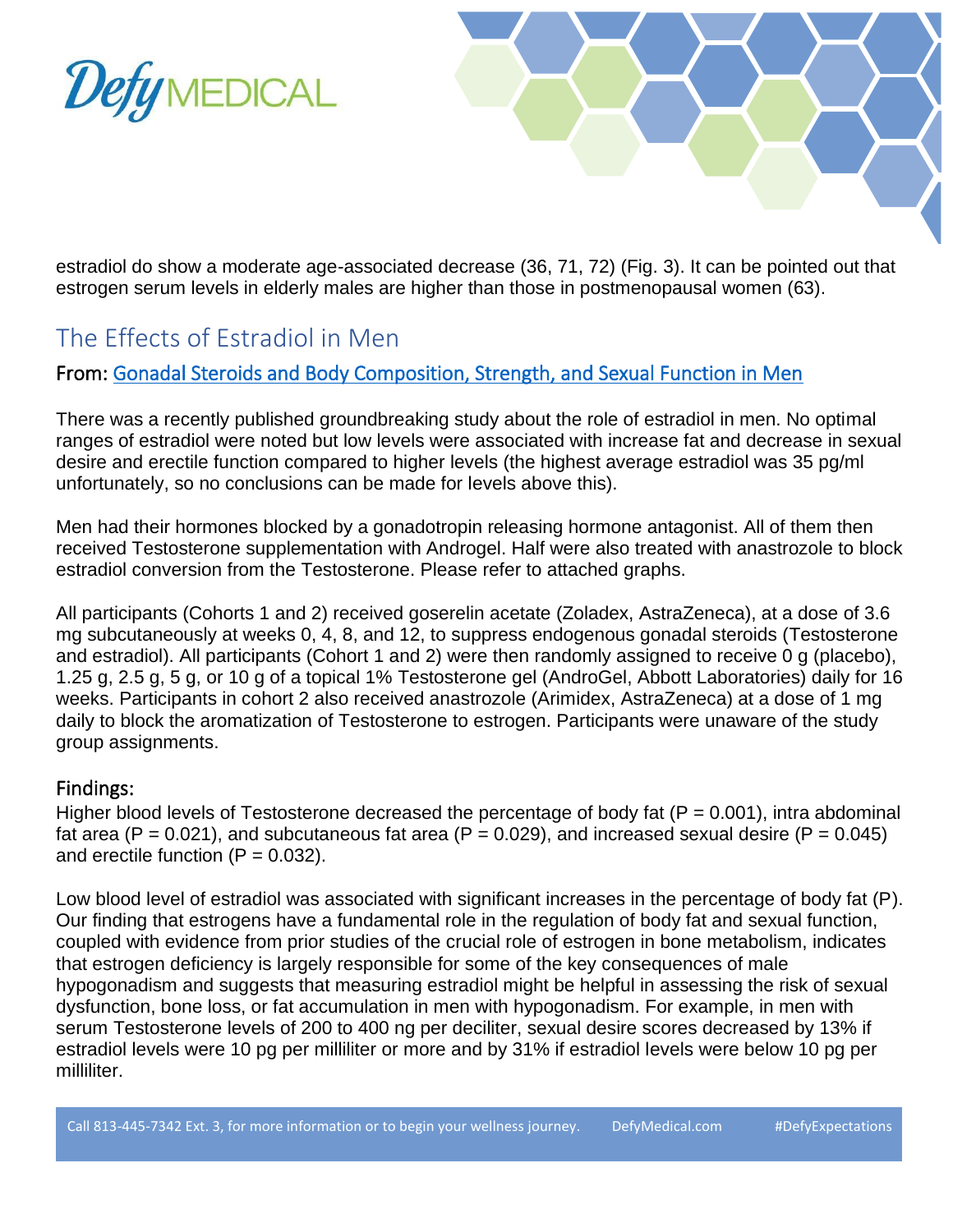estradiol do show a moderate age-associated decrease (36, 71, 72) (Fig. 3). It can be pointed out that estrogen serum levels in elderly males are higher than those in postmenopausal women (63).

## The Effects of Estradiol in Men

### From: Gonadal Steroids and Body Composition, Strength, and Sexual Function in Men

There was a recently published groundbreaking study about the role of estradiol in men. No optimal ranges of estradiol were noted but low levels were associated with increase fat and decrease in sexual desire and erectile function compared to higher levels (the highest average estradiol was 35 pg/ml unfortunately, so no conclusions can be made for levels above this).

Men had their hormones blocked by a gonadotropin releasing hormone antagonist. All of them then received Testosterone supplementation with Androgel. Half were also treated with anastrozole to block estradiol conversion from the Testosterone. Please refer to attached graphs.

All participants (Cohorts 1 and 2) received goserelin acetate (Zoladex, AstraZeneca), at a dose of 3.6 mg subcutaneously at weeks 0, 4, 8, and 12, to suppress endogenous gonadal steroids (Testosterone and estradiol). All participants (Cohort 1 and 2) were then randomly assigned to receive 0 g (placebo), 1.25 g, 2.5 g, 5 g, or 10 g of a topical 1% Testosterone gel (AndroGel, Abbott Laboratories) daily for 16 weeks. Participants in cohort 2 also received anastrozole (Arimidex, AstraZeneca) at a dose of 1 mg daily to block the aromatization of Testosterone to estrogen. Participants were unaware of the study group assignments.

### Findings:

Higher blood levels of Testosterone decreased the percentage of body fat ($P = 0.001$), intra abdominal fat area ($P = 0.021$), and subcutaneous fat area ($P = 0.029$), and increased sexual desire ($P = 0.045$) and erectile function ($P = 0.032$).

Low blood level of estradiol was associated with significant increases in the percentage of body fat (P). Our finding that estrogens have a fundamental role in the regulation of body fat and sexual function, coupled with evidence from prior studies of the crucial role of estrogen in bone metabolism, indicates that estrogen deficiency is largely responsible for some of the key consequences of male hypogonadism and suggests that measuring estradiol might be helpful in assessing the risk of sexual dysfunction, bone loss, or fat accumulation in men with hypogonadism. For example, in men with serum Testosterone levels of 200 to 400 ng per deciliter, sexual desire scores decreased by 13% if estradiol levels were 10 pg per milliliter or more and by 31% if estradiol levels were below 10 pg per milliliter.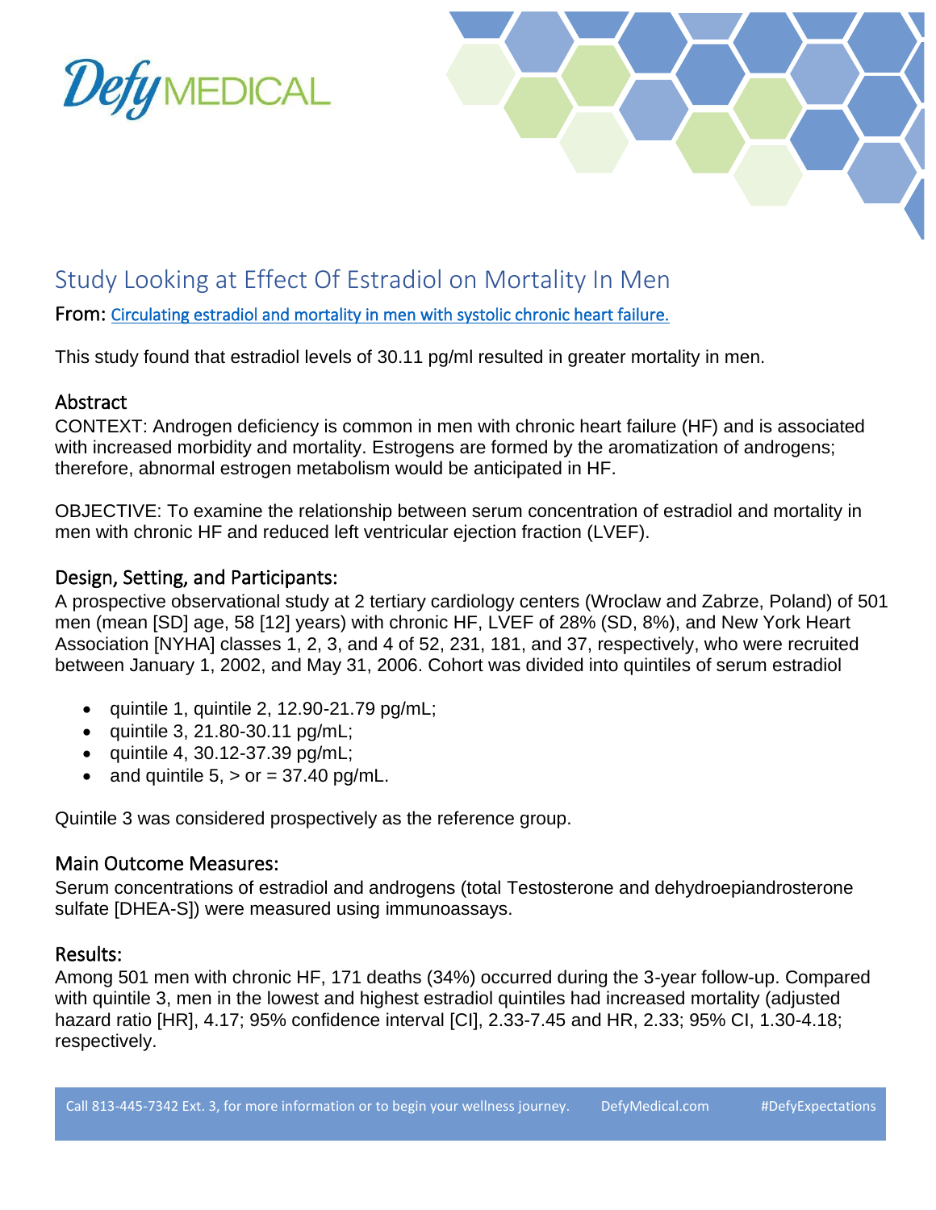## Study Looking at Effect Of Estradiol on Mortality In Men

From: [Circulating estradiol and mortality in men with systolic chronic heart failure.]()

This study found that estradiol levels of 30.11 pg/ml resulted in greater mortality in men.

### Abstract

CONTEXT: Androgen deficiency is common in men with chronic heart failure (HF) and is associated with increased morbidity and mortality. Estrogens are formed by the aromatization of androgens; therefore, abnormal estrogen metabolism would be anticipated in HF.

OBJECTIVE: To examine the relationship between serum concentration of estradiol and mortality in men with chronic HF and reduced left ventricular ejection fraction (LVEF).

### Design, Setting, and Participants:

A prospective observational study at 2 tertiary cardiology centers (Wroclaw and Zabrze, Poland) of 501 men (mean [SD] age, 58 [12] years) with chronic HF, LVEF of 28% (SD, 8%), and New York Heart Association [NYHA] classes 1, 2, 3, and 4 of 52, 231, 181, and 37, respectively, who were recruited between January 1, 2002, and May 31, 2006. Cohort was divided into quintiles of serum estradiol

- quintile 1, quintile 2, 12.90-21.79 pg/mL;
- quintile 3, 21.80-30.11 pg/mL;
- quintile 4, 30.12-37.39 pg/mL;
- and quintile 5, > or = 37.40 pg/mL.

Quintile 3 was considered prospectively as the reference group.

### Main Outcome Measures:

Serum concentrations of estradiol and androgens (total Testosterone and dehydroepiandrosterone sulfate [DHEA-S]) were measured using immunoassays.

### Results:

Among 501 men with chronic HF, 171 deaths (34%) occurred during the 3-year follow-up. Compared with quintile 3, men in the lowest and highest estradiol quintiles had increased mortality (adjusted hazard ratio [HR], 4.17; 95% confidence interval [CI], 2.33-7.45 and HR, 2.33; 95% CI, 1.30-4.18; respectively.

Call 813-445-7342 Ext. 3, for more information or to begin your wellness journey. DefyMedical.com #DefyExpectations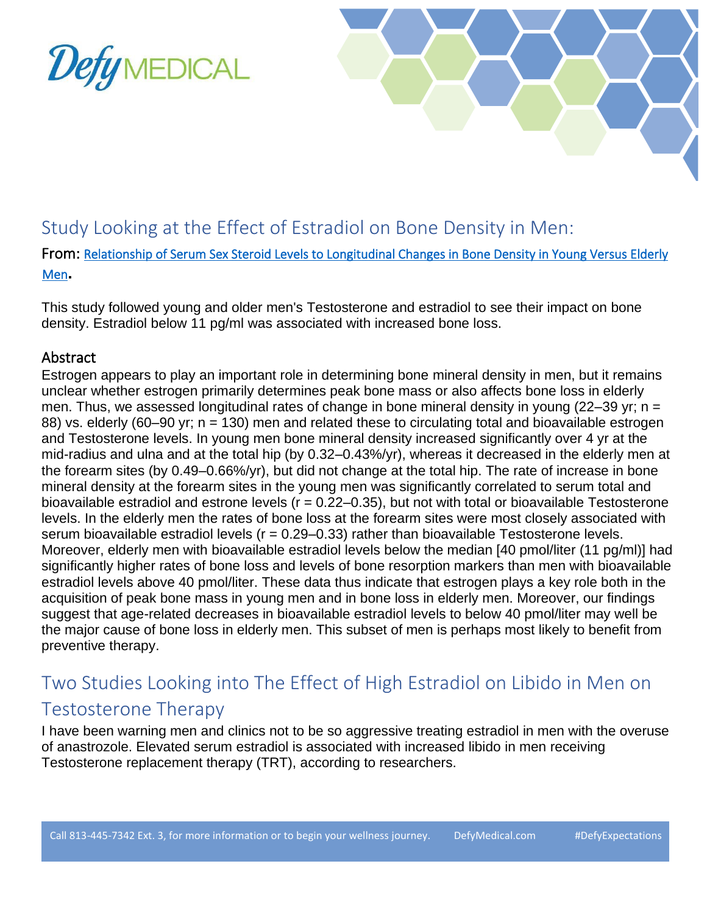## Study Looking at the Effect of Estradiol on Bone Density in Men:

**From:** [Relationship of Serum Sex Steroid Levels to Longitudinal Changes in Bone Density in Young Versus Elderly Men].

This study followed young and older men's Testosterone and estradiol to see their impact on bone density. Estradiol below 11 pg/ml was associated with increased bone loss.

### Abstract

Estrogen appears to play an important role in determining bone mineral density in men, but it remains unclear whether estrogen primarily determines peak bone mass or also affects bone loss in elderly men. Thus, we assessed longitudinal rates of change in bone mineral density in young (22–39 yr; n = 88) vs. elderly (60–90 yr; n = 130) men and related these to circulating total and bioavailable estrogen and Testosterone levels. In young men bone mineral density increased significantly over 4 yr at the mid-radius and ulna and at the total hip (by 0.32–0.43%/yr), whereas it decreased in the elderly men at the forearm sites (by 0.49–0.66%/yr), but did not change at the total hip. The rate of increase in bone mineral density at the forearm sites in the young men was significantly correlated to serum total and bioavailable estradiol and estrone levels (r = 0.22–0.35), but not with total or bioavailable Testosterone levels. In the elderly men the rates of bone loss at the forearm sites were most closely associated with serum bioavailable estradiol levels (r = 0.29–0.33) rather than bioavailable Testosterone levels. Moreover, elderly men with bioavailable estradiol levels below the median [40 pmol/liter (11 pg/ml)] had significantly higher rates of bone loss and levels of bone resorption markers than men with bioavailable estradiol levels above 40 pmol/liter. These data thus indicate that estrogen plays a key role both in the acquisition of peak bone mass in young men and in bone loss in elderly men. Moreover, our findings suggest that age-related decreases in bioavailable estradiol levels to below 40 pmol/liter may well be the major cause of bone loss in elderly men. This subset of men is perhaps most likely to benefit from preventive therapy.

## Two Studies Looking into The Effect of High Estradiol on Libido in Men on Testosterone Therapy

I have been warning men and clinics not to be so aggressive treating estradiol in men with the overuse of anastrozole. Elevated serum estradiol is associated with increased libido in men receiving Testosterone replacement therapy (TRT), according to researchers.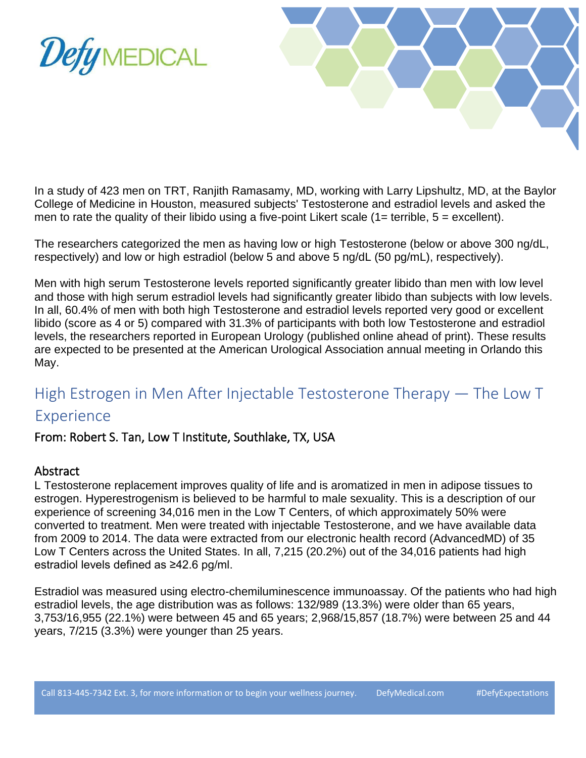In a study of 423 men on TRT, Ranjith Ramasamy, MD, working with Larry Lipshultz, MD, at the Baylor College of Medicine in Houston, measured subjects' Testosterone and estradiol levels and asked the men to rate the quality of their libido using a five-point Likert scale (1= terrible, 5 = excellent).

The researchers categorized the men as having low or high Testosterone (below or above 300 ng/dL, respectively) and low or high estradiol (below 5 and above 5 ng/dL (50 pg/mL), respectively).

Men with high serum Testosterone levels reported significantly greater libido than men with low level and those with high serum estradiol levels had significantly greater libido than subjects with low levels. In all, 60.4% of men with both high Testosterone and estradiol levels reported very good or excellent libido (score as 4 or 5) compared with 31.3% of participants with both low Testosterone and estradiol levels, the researchers reported in European Urology (published online ahead of print). These results are expected to be presented at the American Urological Association annual meeting in Orlando this May.

## High Estrogen in Men After Injectable Testosterone Therapy — The Low T Experience

From: Robert S. Tan, Low T Institute, Southlake, TX, USA

### Abstract

L Testosterone replacement improves quality of life and is aromatized in men in adipose tissues to estrogen. Hyperestrogenism is believed to be harmful to male sexuality. This is a description of our experience of screening 34,016 men in the Low T Centers, of which approximately 50% were converted to treatment. Men were treated with injectable Testosterone, and we have available data from 2009 to 2014. The data were extracted from our electronic health record (AdvancedMD) of 35 Low T Centers across the United States. In all, 7,215 (20.2%) out of the 34,016 patients had high estradiol levels defined as ≥42.6 pg/ml.

Estradiol was measured using electro-chemiluminescence immunoassay. Of the patients who had high estradiol levels, the age distribution was as follows: 132/989 (13.3%) were older than 65 years, 3,753/16,955 (22.1%) were between 45 and 65 years; 2,968/15,857 (18.7%) were between 25 and 44 years, 7/215 (3.3%) were younger than 25 years.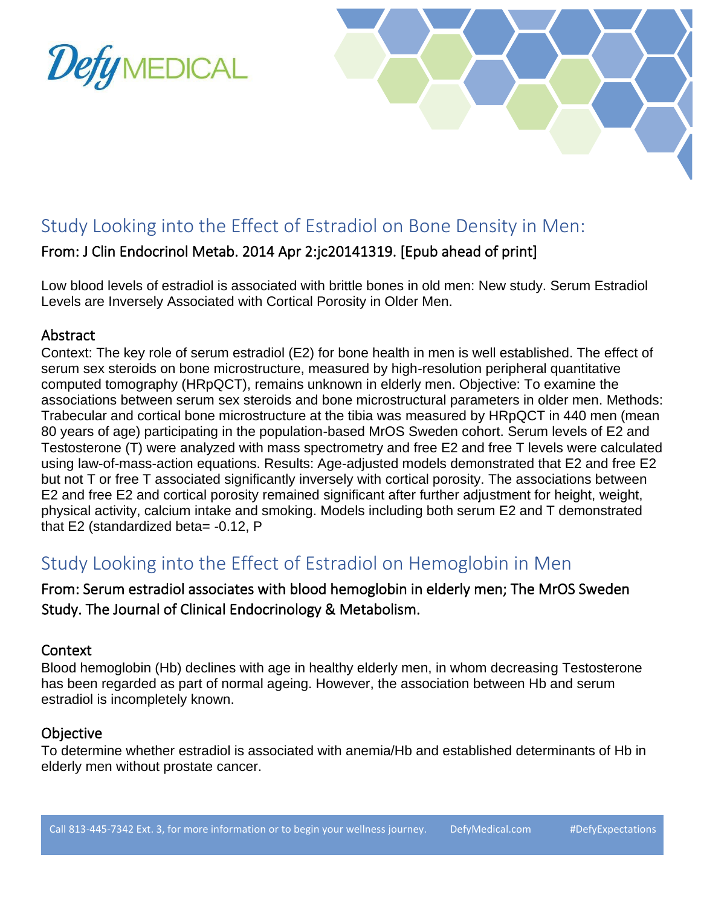## Study Looking into the Effect of Estradiol on Bone Density in Men:

### From: J Clin Endocrinol Metab. 2014 Apr 2:jc20141319. [Epub ahead of print]

Low blood levels of estradiol is associated with brittle bones in old men: New study. Serum Estradiol Levels are Inversely Associated with Cortical Porosity in Older Men.

### Abstract

Context: The key role of serum estradiol (E2) for bone health in men is well established. The effect of serum sex steroids on bone microstructure, measured by high-resolution peripheral quantitative computed tomography (HRpQCT), remains unknown in elderly men. Objective: To examine the associations between serum sex steroids and bone microstructural parameters in older men. Methods: Trabecular and cortical bone microstructure at the tibia was measured by HRpQCT in 440 men (mean 80 years of age) participating in the population-based MrOS Sweden cohort. Serum levels of E2 and Testosterone (T) were analyzed with mass spectrometry and free E2 and free T levels were calculated using law-of-mass-action equations. Results: Age-adjusted models demonstrated that E2 and free E2 but not T or free T associated significantly inversely with cortical porosity. The associations between E2 and free E2 and cortical porosity remained significant after further adjustment for height, weight, physical activity, calcium intake and smoking. Models including both serum E2 and T demonstrated that E2 (standardized beta= -0.12, P

## Study Looking into the Effect of Estradiol on Hemoglobin in Men

### From: Serum estradiol associates with blood hemoglobin in elderly men; The MrOS Sweden Study. The Journal of Clinical Endocrinology & Metabolism.

### Context

Blood hemoglobin (Hb) declines with age in healthy elderly men, in whom decreasing Testosterone has been regarded as part of normal ageing. However, the association between Hb and serum estradiol is incompletely known.

### Objective

To determine whether estradiol is associated with anemia/Hb and established determinants of Hb in elderly men without prostate cancer.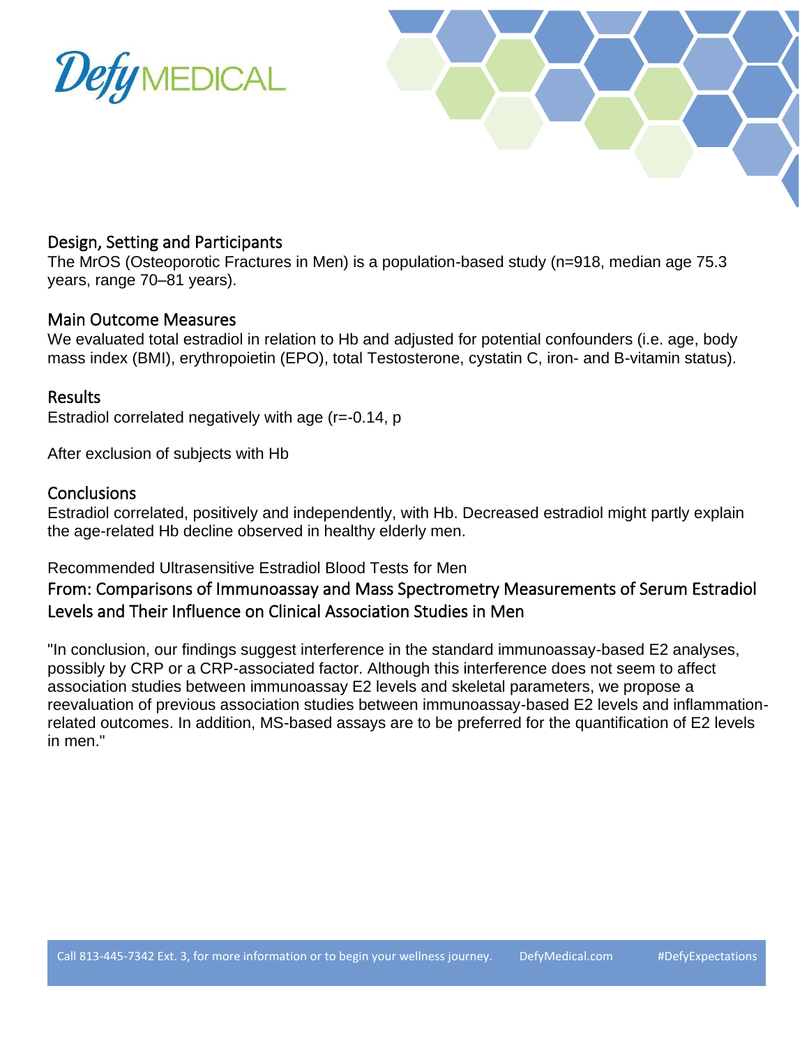## Design, Setting and Participants

The MrOS (Osteoporotic Fractures in Men) is a population-based study (n=918, median age 75.3 years, range 70–81 years).

## Main Outcome Measures

We evaluated total estradiol in relation to Hb and adjusted for potential confounders (i.e. age, body mass index (BMI), erythropoietin (EPO), total Testosterone, cystatin C, iron- and B-vitamin status).

## Results

Estradiol correlated negatively with age (r=-0.14, p

After exclusion of subjects with Hb

## Conclusions

Estradiol correlated, positively and independently, with Hb. Decreased estradiol might partly explain the age-related Hb decline observed in healthy elderly men.

Recommended Ultrasensitive Estradiol Blood Tests for Men

## From: Comparisons of Immunoassay and Mass Spectrometry Measurements of Serum Estradiol Levels and Their Influence on Clinical Association Studies in Men

"In conclusion, our findings suggest interference in the standard immunoassay-based E2 analyses, possibly by CRP or a CRP-associated factor. Although this interference does not seem to affect association studies between immunoassay E2 levels and skeletal parameters, we propose a reevaluation of previous association studies between immunoassay-based E2 levels and inflammation-related outcomes. In addition, MS-based assays are to be preferred for the quantification of E2 levels in men."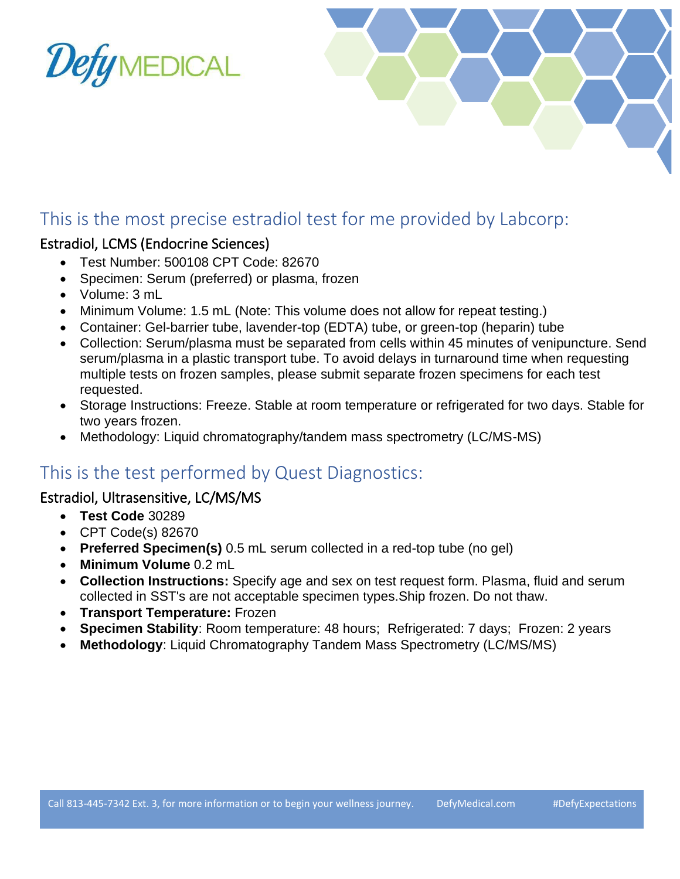Defy MEDICAL

## This is the most precise estradiol test for me provided by Labcorp:

### Estradiol, LCMS (Endocrine Sciences)

- Test Number: 500108 CPT Code: 82670
- Specimen: Serum (preferred) or plasma, frozen
- Volume: 3 mL
- Minimum Volume: 1.5 mL (Note: This volume does not allow for repeat testing.)
- Container: Gel-barrier tube, lavender-top (EDTA) tube, or green-top (heparin) tube
- Collection: Serum/plasma must be separated from cells within 45 minutes of venipuncture. Send serum/plasma in a plastic transport tube. To avoid delays in turnaround time when requesting multiple tests on frozen samples, please submit separate frozen specimens for each test requested.
- Storage Instructions: Freeze. Stable at room temperature or refrigerated for two days. Stable for two years frozen.
- Methodology: Liquid chromatography/tandem mass spectrometry (LC/MS-MS)

## This is the test performed by Quest Diagnostics:

### Estradiol, Ultrasensitive, LC/MS/MS

- **Test Code** 30289
- CPT Code(s) 82670
- **Preferred Specimen(s)** 0.5 mL serum collected in a red-top tube (no gel)
- **Minimum Volume** 0.2 mL
- **Collection Instructions:** Specify age and sex on test request form. Plasma, fluid and serum collected in SST's are not acceptable specimen types.Ship frozen. Do not thaw.
- **Transport Temperature:** Frozen
- **Specimen Stability**: Room temperature: 48 hours; Refrigerated: 7 days; Frozen: 2 years
- **Methodology**: Liquid Chromatography Tandem Mass Spectrometry (LC/MS/MS)

Call 813-445-7342 Ext. 3, for more information or to begin your wellness journey. DefyMedical.com #DefyExpectations